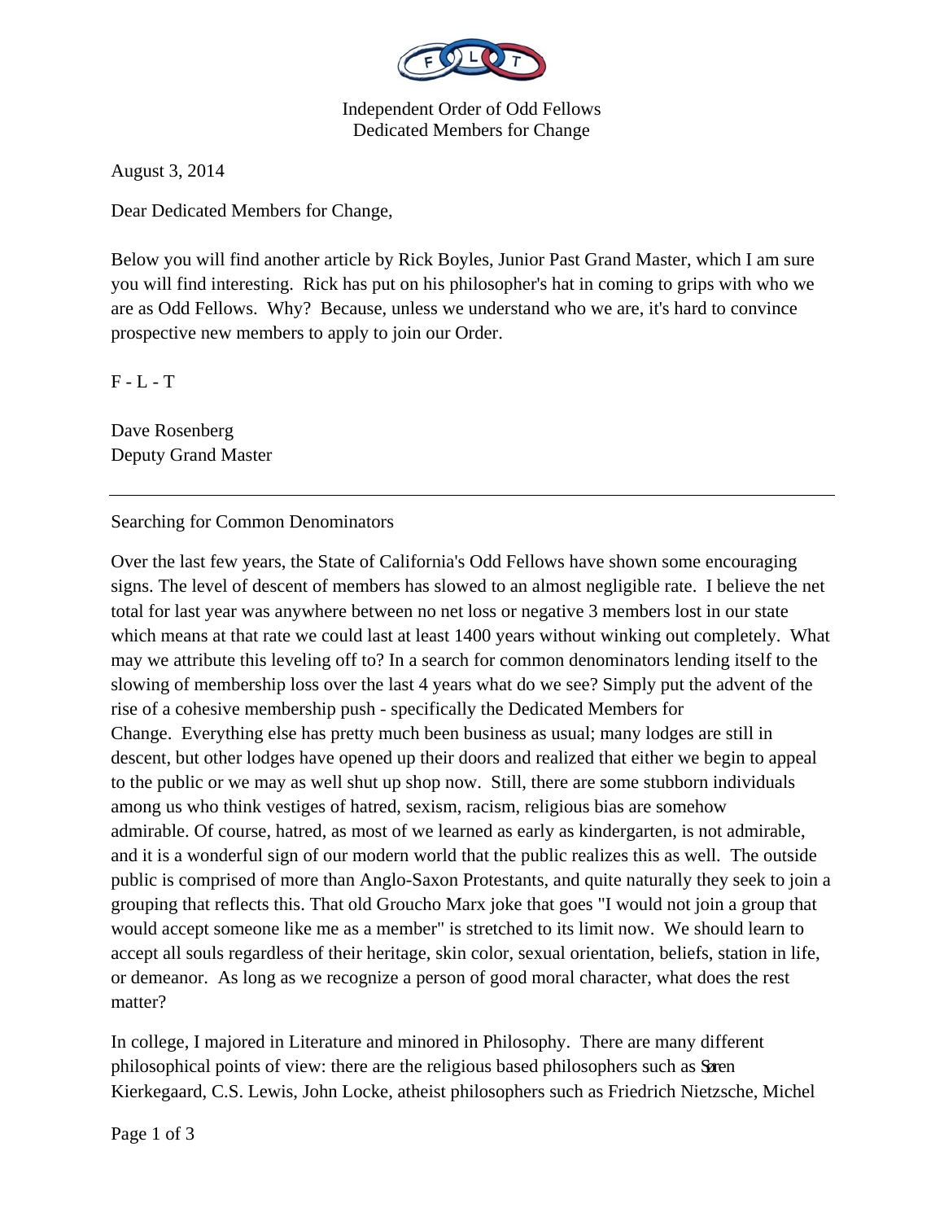Independent Order of Odd Fellows
Dedicated Members for Change

August 3, 2014

Dear Dedicated Members for Change,

Below you will find another article by Rick Boyles, Junior Past Grand Master, which I am sure you will find interesting. Rick has put on his philosopher's hat in coming to grips with who we are as Odd Fellows. Why? Because, unless we understand who we are, it's hard to convince prospective new members to apply to join our Order.

F - L - T

Dave Rosenberg
Deputy Grand Master

---

Searching for Common Denominators

Over the last few years, the State of California's Odd Fellows have shown some encouraging signs. The level of descent of members has slowed to an almost negligible rate. I believe the net total for last year was anywhere between no net loss or negative 3 members lost in our state which means at that rate we could last at least 1400 years without winking out completely. What may we attribute this leveling off to? In a search for common denominators lending itself to the slowing of membership loss over the last 4 years what do we see? Simply put the advent of the rise of a cohesive membership push - specifically the Dedicated Members for Change. Everything else has pretty much been business as usual; many lodges are still in descent, but other lodges have opened up their doors and realized that either we begin to appeal to the public or we may as well shut up shop now. Still, there are some stubborn individuals among us who think vestiges of hatred, sexism, racism, religious bias are somehow admirable. Of course, hatred, as most of we learned as early as kindergarten, is not admirable, and it is a wonderful sign of our modern world that the public realizes this as well. The outside public is comprised of more than Anglo-Saxon Protestants, and quite naturally they seek to join a grouping that reflects this. That old Groucho Marx joke that goes "I would not join a group that would accept someone like me as a member" is stretched to its limit now. We should learn to accept all souls regardless of their heritage, skin color, sexual orientation, beliefs, station in life, or demeanor. As long as we recognize a person of good moral character, what does the rest matter?

In college, I majored in Literature and minored in Philosophy. There are many different philosophical points of view: there are the religious based philosophers such as Søren Kierkegaard, C.S. Lewis, John Locke, atheist philosophers such as Friedrich Nietzsche, Michel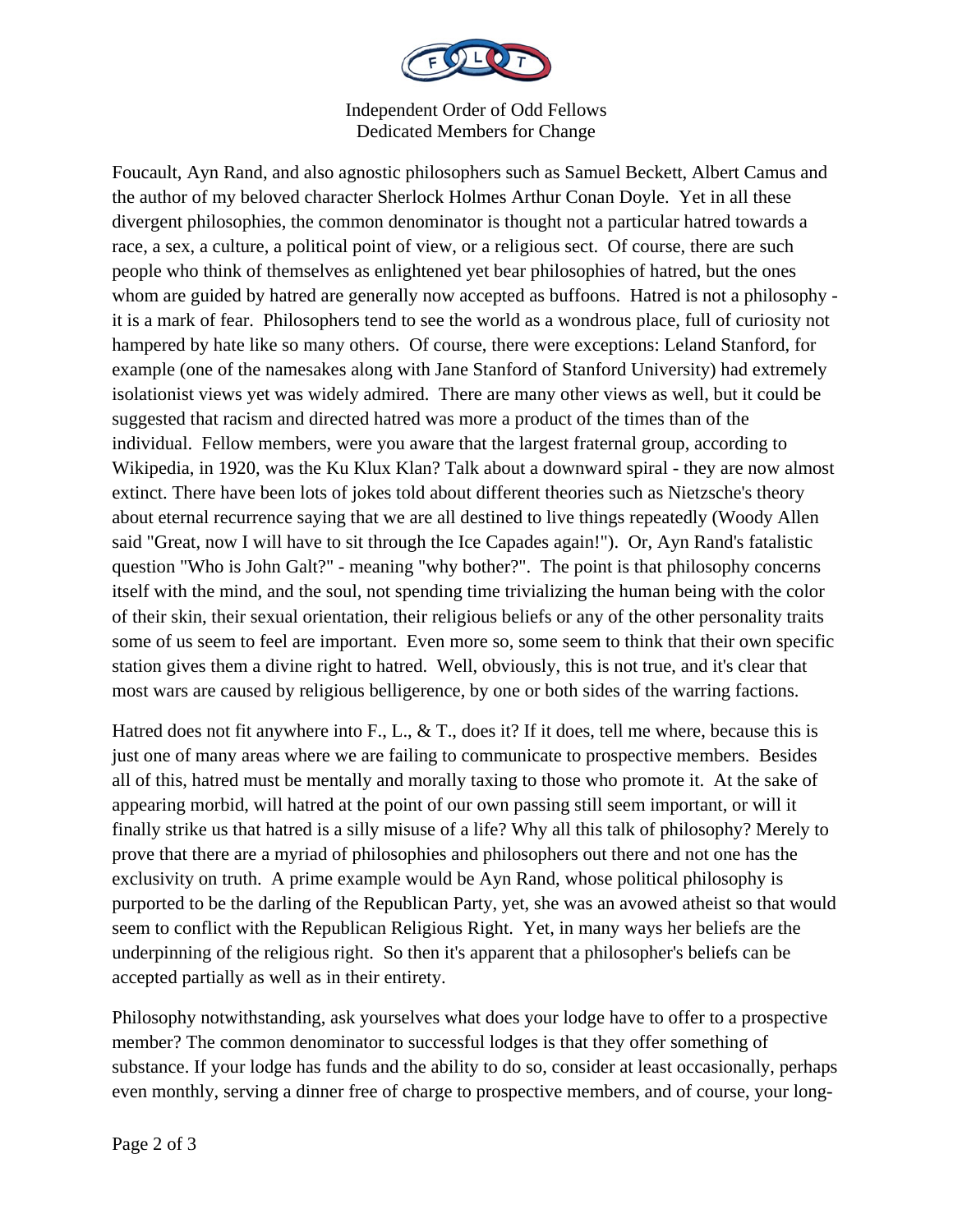Foucault, Ayn Rand, and also agnostic philosophers such as Samuel Beckett, Albert Camus and the author of my beloved character Sherlock Holmes Arthur Conan Doyle. Yet in all these divergent philosophies, the common denominator is thought not a particular hatred towards a race, a sex, a culture, a political point of view, or a religious sect. Of course, there are such people who think of themselves as enlightened yet bear philosophies of hatred, but the ones whom are guided by hatred are generally now accepted as buffoons. Hatred is not a philosophy - it is a mark of fear. Philosophers tend to see the world as a wondrous place, full of curiosity not hampered by hate like so many others. Of course, there were exceptions: Leland Stanford, for example (one of the namesakes along with Jane Stanford of Stanford University) had extremely isolationist views yet was widely admired. There are many other views as well, but it could be suggested that racism and directed hatred was more a product of the times than of the individual. Fellow members, were you aware that the largest fraternal group, according to Wikipedia, in 1920, was the Ku Klux Klan? Talk about a downward spiral - they are now almost extinct. There have been lots of jokes told about different theories such as Nietzsche's theory about eternal recurrence saying that we are all destined to live things repeatedly (Woody Allen said "Great, now I will have to sit through the Ice Capades again!"). Or, Ayn Rand's fatalistic question "Who is John Galt?" - meaning "why bother?". The point is that philosophy concerns itself with the mind, and the soul, not spending time trivializing the human being with the color of their skin, their sexual orientation, their religious beliefs or any of the other personality traits some of us seem to feel are important. Even more so, some seem to think that their own specific station gives them a divine right to hatred. Well, obviously, this is not true, and it's clear that most wars are caused by religious belligerence, by one or both sides of the warring factions.

Hatred does not fit anywhere into F., L., & T., does it? If it does, tell me where, because this is just one of many areas where we are failing to communicate to prospective members. Besides all of this, hatred must be mentally and morally taxing to those who promote it. At the sake of appearing morbid, will hatred at the point of our own passing still seem important, or will it finally strike us that hatred is a silly misuse of a life? Why all this talk of philosophy? Merely to prove that there are a myriad of philosophies and philosophers out there and not one has the exclusivity on truth. A prime example would be Ayn Rand, whose political philosophy is purported to be the darling of the Republican Party, yet, she was an avowed atheist so that would seem to conflict with the Republican Religious Right. Yet, in many ways her beliefs are the underpinning of the religious right. So then it's apparent that a philosopher's beliefs can be accepted partially as well as in their entirety.

Philosophy notwithstanding, ask yourselves what does your lodge have to offer to a prospective member? The common denominator to successful lodges is that they offer something of substance. If your lodge has funds and the ability to do so, consider at least occasionally, perhaps even monthly, serving a dinner free of charge to prospective members, and of course, your long-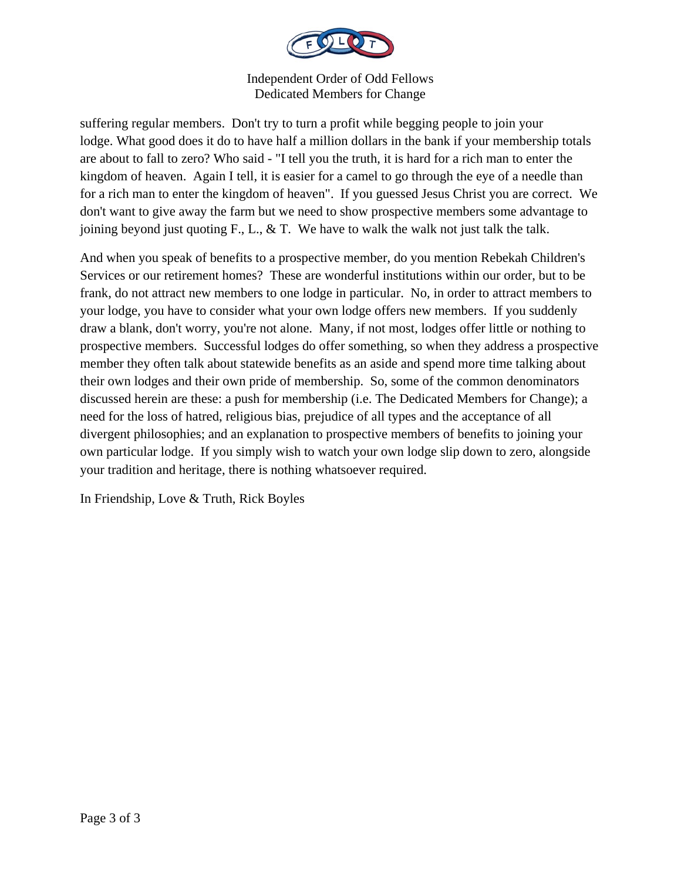suffering regular members. Don't try to turn a profit while begging people to join your lodge. What good does it do to have half a million dollars in the bank if your membership totals are about to fall to zero? Who said - "I tell you the truth, it is hard for a rich man to enter the kingdom of heaven. Again I tell, it is easier for a camel to go through the eye of a needle than for a rich man to enter the kingdom of heaven". If you guessed Jesus Christ you are correct. We don't want to give away the farm but we need to show prospective members some advantage to joining beyond just quoting F., L., & T. We have to walk the walk not just talk the talk.

And when you speak of benefits to a prospective member, do you mention Rebekah Children's Services or our retirement homes? These are wonderful institutions within our order, but to be frank, do not attract new members to one lodge in particular. No, in order to attract members to your lodge, you have to consider what your own lodge offers new members. If you suddenly draw a blank, don't worry, you're not alone. Many, if not most, lodges offer little or nothing to prospective members. Successful lodges do offer something, so when they address a prospective member they often talk about statewide benefits as an aside and spend more time talking about their own lodges and their own pride of membership. So, some of the common denominators discussed herein are these: a push for membership (i.e. The Dedicated Members for Change); a need for the loss of hatred, religious bias, prejudice of all types and the acceptance of all divergent philosophies; and an explanation to prospective members of benefits to joining your own particular lodge. If you simply wish to watch your own lodge slip down to zero, alongside your tradition and heritage, there is nothing whatsoever required.

In Friendship, Love & Truth, Rick Boyles